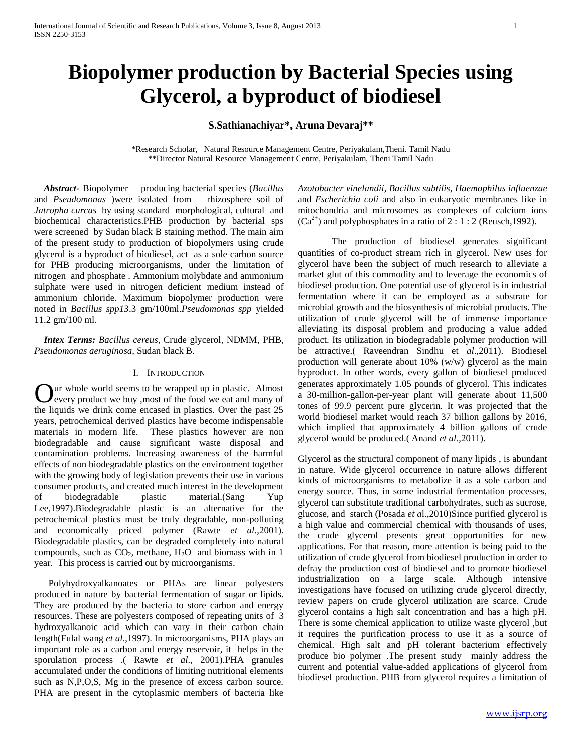# Biopolymer production by Bacterial Species using Glycerol, a byproduct of biodiesel

**S.Sathianachiyar\*, Aruna Devaraj\*\***

\*Research Scholar, Natural Resource Management Centre, Periyakulam,Theni. Tamil Nadu
\*\*Director Natural Resource Management Centre, Periyakulam, Theni Tamil Nadu

***Abstract-*** Biopolymer producing bacterial species (*Bacillus* and *Pseudomonas* )were isolated from rhizosphere soil of *Jatropha curcas* by using standard morphological, cultural and biochemical characteristics.PHB production by bacterial sps were screened by Sudan black B staining method. The main aim of the present study to production of biopolymers using crude glycerol is a byproduct of biodiesel, act as a sole carbon source for PHB producing microorganisms, under the limitation of nitrogen and phosphate . Ammonium molybdate and ammonium sulphate were used in nitrogen deficient medium instead of ammonium chloride. Maximum biopolymer production were noted in *Bacillus spp13*.3 gm/100ml.*Pseudomonas spp* yielded 11.2 gm/100 ml.

***Intex Terms:*** *Bacillus cereus*, Crude glycerol, NDMM, PHB, *Pseudomonas aeruginosa,* Sudan black B.

## I. Introduction

Our whole world seems to be wrapped up in plastic. Almost every product we buy ,most of the food we eat and many of the liquids we drink come encased in plastics. Over the past 25 years, petrochemical derived plastics have become indispensable materials in modern life. These plastics however are non biodegradable and cause significant waste disposal and contamination problems. Increasing awareness of the harmful effects of non biodegradable plastics on the environment together with the growing body of legislation prevents their use in various consumer products, and created much interest in the development of biodegradable plastic material.(Sang Yup Lee,1997).Biodegradable plastic is an alternative for the petrochemical plastics must be truly degradable, non-polluting and economically priced polymer (Rawte *et al*.,2001). Biodegradable plastics, can be degraded completely into natural compounds, such as $CO_2$, methane, $H_2O$ and biomass with in 1 year. This process is carried out by microorganisms.

Polyhydroxyalkanoates or PHAs are linear polyesters produced in nature by bacterial fermentation of sugar or lipids. They are produced by the bacteria to store carbon and energy resources. These are polyesters composed of repeating units of 3 hydroxyalkanoic acid which can vary in their carbon chain length(Fulal wang *et al*.,1997). In microorganisms, PHA plays an important role as a carbon and energy reservoir, it helps in the sporulation process .( Rawte *et al*., 2001).PHA granules accumulated under the conditions of limiting nutritional elements such as N,P,O,S, Mg in the presence of excess carbon source. PHA are present in the cytoplasmic members of bacteria like *Azotobacter vinelandii*, *Bacillus subtilis*, *Haemophilus influenzae* and *Escherichia coli* and also in eukaryotic membranes like in mitochondria and microsomes as complexes of calcium ions ($Ca^{2+}$) and polyphosphates in a ratio of 2 : 1 : 2 (Reusch,1992).

The production of biodiesel generates significant quantities of co-product stream rich in glycerol. New uses for glycerol have been the subject of much research to alleviate a market glut of this commodity and to leverage the economics of biodiesel production. One potential use of glycerol is in industrial fermentation where it can be employed as a substrate for microbial growth and the biosynthesis of microbial products. The utilization of crude glycerol will be of immense importance alleviating its disposal problem and producing a value added product. Its utilization in biodegradable polymer production will be attractive.( Raveendran Sindhu et *al*.,2011). Biodiesel production will generate about 10% (w/w) glycerol as the main byproduct. In other words, every gallon of biodiesel produced generates approximately 1.05 pounds of glycerol. This indicates a 30-million-gallon-per-year plant will generate about 11,500 tones of 99.9 percent pure glycerin. It was projected that the world biodiesel market would reach 37 billion gallons by 2016, which implied that approximately 4 billion gallons of crude glycerol would be produced.( Anand *et al*.,2011).

Glycerol as the structural component of many lipids , is abundant in nature. Wide glycerol occurrence in nature allows different kinds of microorganisms to metabolize it as a sole carbon and energy source. Thus, in some industrial fermentation processes, glycerol can substitute traditional carbohydrates, such as sucrose, glucose, and starch (Posada *et a*l.,2010)Since purified glycerol is a high value and commercial chemical with thousands of uses, the crude glycerol presents great opportunities for new applications. For that reason, more attention is being paid to the utilization of crude glycerol from biodiesel production in order to defray the production cost of biodiesel and to promote biodiesel industrialization on a large scale. Although intensive investigations have focused on utilizing crude glycerol directly, review papers on crude glycerol utilization are scarce. Crude glycerol contains a high salt concentration and has a high pH. There is some chemical application to utilize waste glycerol ,but it requires the purification process to use it as a source of chemical. High salt and pH tolerant bacterium effectively produce bio polymer .The present study mainly address the current and potential value-added applications of glycerol from biodiesel production. PHB from glycerol requires a limitation of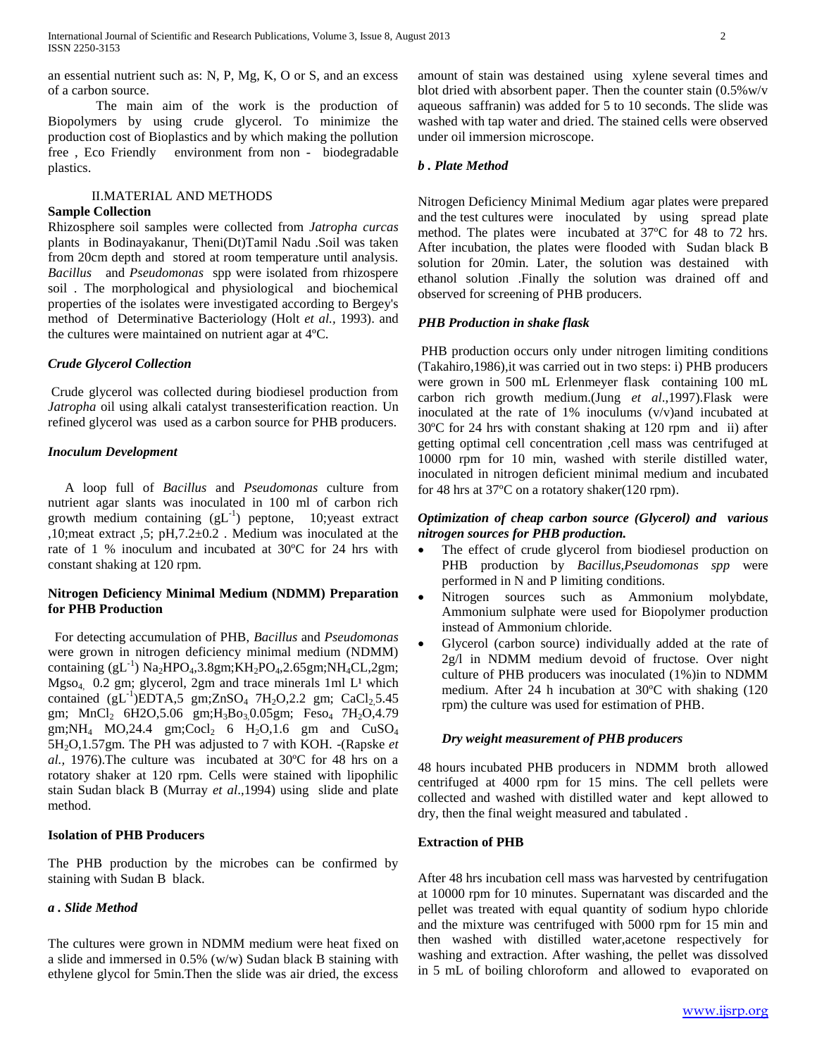an essential nutrient such as: N, P, Mg, K, O or S, and an excess of a carbon source.

The main aim of the work is the production of Biopolymers by using crude glycerol. To minimize the production cost of Bioplastics and by which making the pollution free , Eco Friendly environment from non - biodegradable plastics.

## II.MATERIAL AND METHODS

**Sample Collection**

Rhizosphere soil samples were collected from *Jatropha curcas* plants in Bodinayakanur, Theni(Dt)Tamil Nadu .Soil was taken from 20cm depth and stored at room temperature until analysis. *Bacillus* and *Pseudomonas* spp were isolated from rhizospere soil . The morphological and physiological and biochemical properties of the isolates were investigated according to Bergey's method of Determinative Bacteriology (Holt *et al.,* 1993). and the cultures were maintained on nutrient agar at 4ºC.

***Crude Glycerol Collection***

Crude glycerol was collected during biodiesel production from *Jatropha* oil using alkali catalyst transesterification reaction. Un refined glycerol was used as a carbon source for PHB producers.

***Inoculum Development***

A loop full of *Bacillus* and *Pseudomonas* culture from nutrient agar slants was inoculated in 100 ml of carbon rich growth medium containing ($gL^{-1}$) peptone, 10;yeast extract ,10;meat extract ,5; pH,7.2±0.2 . Medium was inoculated at the rate of 1 % inoculum and incubated at 30ºC for 24 hrs with constant shaking at 120 rpm.

**Nitrogen Deficiency Minimal Medium (NDMM) Preparation for PHB Production**

For detecting accumulation of PHB, *Bacillus* and *Pseudomonas* were grown in nitrogen deficiency minimal medium (NDMM) containing ($gL^{-1}$) $Na_2HPO_4$,3.8gm;$KH_2PO_4$,2.65gm;$NH_4CL$,2gm; $Mgso_4$ 0.2 gm; glycerol, 2gm and trace minerals 1ml $L^1$ which contained ($gL^{-1}$)EDTA,5 gm;$ZnSO_4$ $7H_2O$,2.2 gm; $CaCl_2$,5.45 gm; $MnCl_2$ 6H2O,5.06 gm;$H_3Bo_3$,0.05gm; $Feso_4$ $7H_2O$,4.79 gm;$NH_4$ MO,24.4 gm;$Cocl_2$ 6 $H_2O$,1.6 gm and $CuSO_4$ $5H_2O$,1.57gm. The PH was adjusted to 7 with KOH. -(Rapske *et al.,* 1976).The culture was incubated at 30ºC for 48 hrs on a rotatory shaker at 120 rpm. Cells were stained with lipophilic stain Sudan black B (Murray *et al*.,1994) using slide and plate method.

**Isolation of PHB Producers**

The PHB production by the microbes can be confirmed by staining with Sudan B black.

***a . Slide Method***

The cultures were grown in NDMM medium were heat fixed on a slide and immersed in 0.5% (w/w) Sudan black B staining with ethylene glycol for 5min.Then the slide was air dried, the excess amount of stain was destained using xylene several times and blot dried with absorbent paper. Then the counter stain (0.5%w/v aqueous saffranin) was added for 5 to 10 seconds. The slide was washed with tap water and dried. The stained cells were observed under oil immersion microscope.

***b . Plate Method***

Nitrogen Deficiency Minimal Medium agar plates were prepared and the test cultures were inoculated by using spread plate method. The plates were incubated at 37ºC for 48 to 72 hrs. After incubation, the plates were flooded with Sudan black B solution for 20min. Later, the solution was destained with ethanol solution .Finally the solution was drained off and observed for screening of PHB producers.

***PHB Production in shake flask***

PHB production occurs only under nitrogen limiting conditions (Takahiro,1986),it was carried out in two steps: i) PHB producers were grown in 500 mL Erlenmeyer flask containing 100 mL carbon rich growth medium.(Jung *et al*.,1997).Flask were inoculated at the rate of 1% inoculums (v/v)and incubated at 30ºC for 24 hrs with constant shaking at 120 rpm and ii) after getting optimal cell concentration ,cell mass was centrifuged at 10000 rpm for 10 min, washed with sterile distilled water, inoculated in nitrogen deficient minimal medium and incubated for 48 hrs at 37ºC on a rotatory shaker(120 rpm).

***Optimization of cheap carbon source (Glycerol) and various nitrogen sources for PHB production.***

- The effect of crude glycerol from biodiesel production on PHB production by *Bacillus,Pseudomonas spp* were performed in N and P limiting conditions.
- Nitrogen sources such as Ammonium molybdate, Ammonium sulphate were used for Biopolymer production instead of Ammonium chloride.
- Glycerol (carbon source) individually added at the rate of 2g/l in NDMM medium devoid of fructose. Over night culture of PHB producers was inoculated (1%)in to NDMM medium. After 24 h incubation at 30ºC with shaking (120 rpm) the culture was used for estimation of PHB.

***Dry weight measurement of PHB producers***

48 hours incubated PHB producers in NDMM broth allowed centrifuged at 4000 rpm for 15 mins. The cell pellets were collected and washed with distilled water and kept allowed to dry, then the final weight measured and tabulated .

**Extraction of PHB**

After 48 hrs incubation cell mass was harvested by centrifugation at 10000 rpm for 10 minutes. Supernatant was discarded and the pellet was treated with equal quantity of sodium hypo chloride and the mixture was centrifuged with 5000 rpm for 15 min and then washed with distilled water,acetone respectively for washing and extraction. After washing, the pellet was dissolved in 5 mL of boiling chloroform and allowed to evaporated on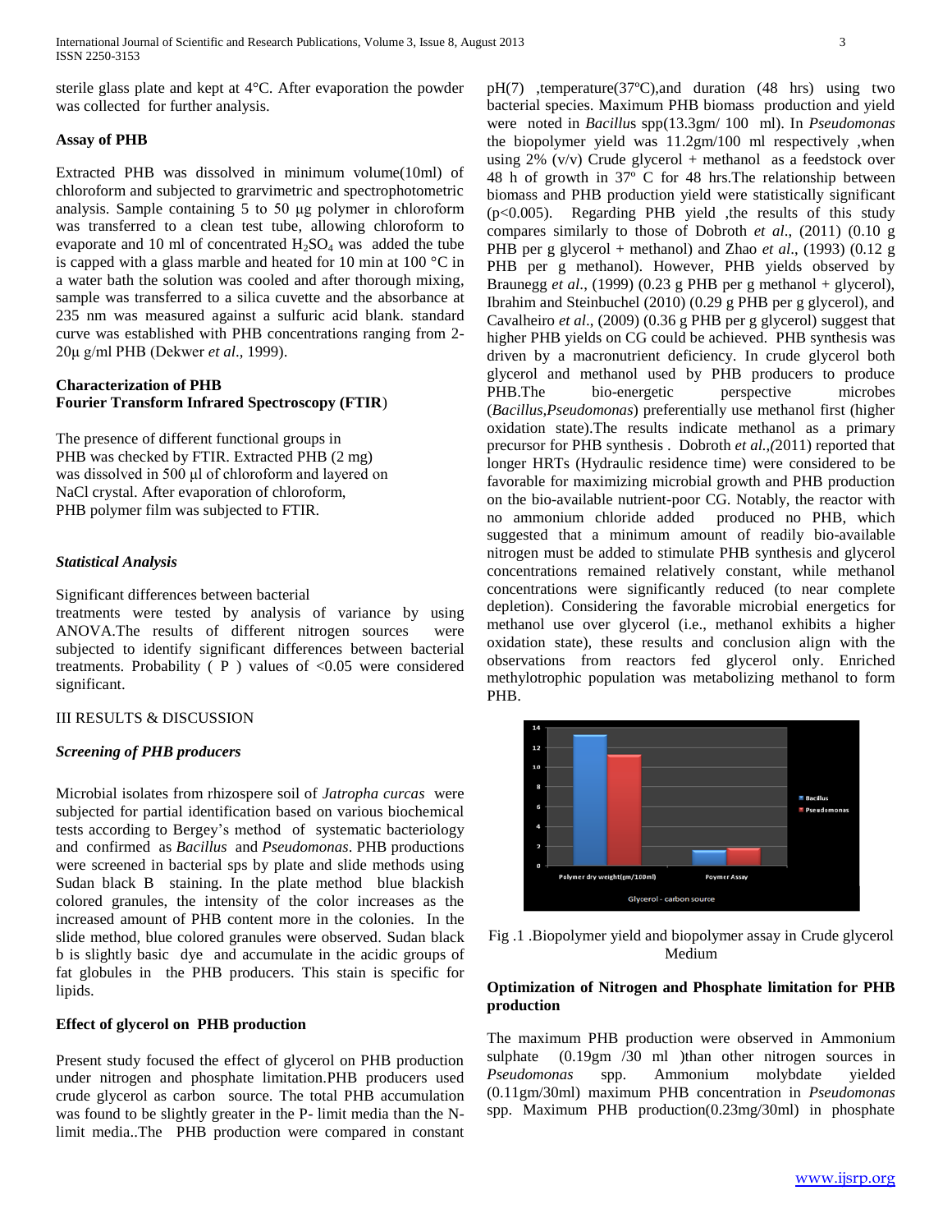sterile glass plate and kept at 4°C. After evaporation the powder was collected for further analysis.

### Assay of PHB

Extracted PHB was dissolved in minimum volume(10ml) of chloroform and subjected to grarvimetric and spectrophotometric analysis. Sample containing 5 to 50 µg polymer in chloroform was transferred to a clean test tube, allowing chloroform to evaporate and 10 ml of concentrated $H_2SO_4$ was added the tube is capped with a glass marble and heated for 10 min at 100 °C in a water bath the solution was cooled and after thorough mixing, sample was transferred to a silica cuvette and the absorbance at 235 nm was measured against a sulfuric acid blank. standard curve was established with PHB concentrations ranging from 2-20µ g/ml PHB (Dekwer *et al*., 1999).

### Characterization of PHB

### Fourier Transform Infrared Spectroscopy (FTIR)

The presence of different functional groups in PHB was checked by FTIR. Extracted PHB (2 mg) was dissolved in 500 µl of chloroform and layered on NaCl crystal. After evaporation of chloroform, PHB polymer film was subjected to FTIR.

### *Statistical Analysis*

Significant differences between bacterial treatments were tested by analysis of variance by using ANOVA.The results of different nitrogen sources were subjected to identify significant differences between bacterial treatments. Probability ( P ) values of <0.05 were considered significant.

## III RESULTS & DISCUSSION

### *Screening of PHB producers*

Microbial isolates from rhizospere soil of *Jatropha curcas* were subjected for partial identification based on various biochemical tests according to Bergey's method of systematic bacteriology and confirmed as *Bacillus* and *Pseudomonas*. PHB productions were screened in bacterial sps by plate and slide methods using Sudan black B staining. In the plate method blue blackish colored granules, the intensity of the color increases as the increased amount of PHB content more in the colonies. In the slide method, blue colored granules were observed. Sudan black b is slightly basic dye and accumulate in the acidic groups of fat globules in the PHB producers. This stain is specific for lipids.

### Effect of glycerol on PHB production

Present study focused the effect of glycerol on PHB production under nitrogen and phosphate limitation.PHB producers used crude glycerol as carbon source. The total PHB accumulation was found to be slightly greater in the P- limit media than the N-limit media..The PHB production were compared in constant pH(7) ,temperature(37ºC),and duration (48 hrs) using two bacterial species. Maximum PHB biomass production and yield were noted in *Bacillus* spp(13.3gm/ 100 ml). In *Pseudomonas* the biopolymer yield was 11.2gm/100 ml respectively ,when using 2% (v/v) Crude glycerol + methanol as a feedstock over 48 h of growth in 37º C for 48 hrs.The relationship between biomass and PHB production yield were statistically significant (p<0.005). Regarding PHB yield ,the results of this study compares similarly to those of Dobroth *et al*., (2011) (0.10 g PHB per g glycerol + methanol) and Zhao *et al*., (1993) (0.12 g PHB per g methanol). However, PHB yields observed by Braunegg *et al*., (1999) (0.23 g PHB per g methanol + glycerol), Ibrahim and Steinbuchel (2010) (0.29 g PHB per g glycerol), and Cavalheiro *et al*., (2009) (0.36 g PHB per g glycerol) suggest that higher PHB yields on CG could be achieved. PHB synthesis was driven by a macronutrient deficiency. In crude glycerol both glycerol and methanol used by PHB producers to produce PHB.The bio-energetic perspective microbes (*Bacillus,Pseudomonas*) preferentially use methanol first (higher oxidation state).The results indicate methanol as a primary precursor for PHB synthesis . Dobroth *et al*.,(2011) reported that longer HRTs (Hydraulic residence time) were considered to be favorable for maximizing microbial growth and PHB production on the bio-available nutrient-poor CG. Notably, the reactor with no ammonium chloride added produced no PHB, which suggested that a minimum amount of readily bio-available nitrogen must be added to stimulate PHB synthesis and glycerol concentrations remained relatively constant, while methanol concentrations were significantly reduced (to near complete depletion). Considering the favorable microbial energetics for methanol use over glycerol (i.e., methanol exhibits a higher oxidation state), these results and conclusion align with the observations from reactors fed glycerol only. Enriched methylotrophic population was metabolizing methanol to form PHB.

Fig .1 .Biopolymer yield and biopolymer assay in Crude glycerol Medium

### Optimization of Nitrogen and Phosphate limitation for PHB production

The maximum PHB production were observed in Ammonium sulphate (0.19gm /30 ml )than other nitrogen sources in *Pseudomonas* spp. Ammonium molybdate yielded (0.11gm/30ml) maximum PHB concentration in *Pseudomonas* spp. Maximum PHB production(0.23mg/30ml) in phosphate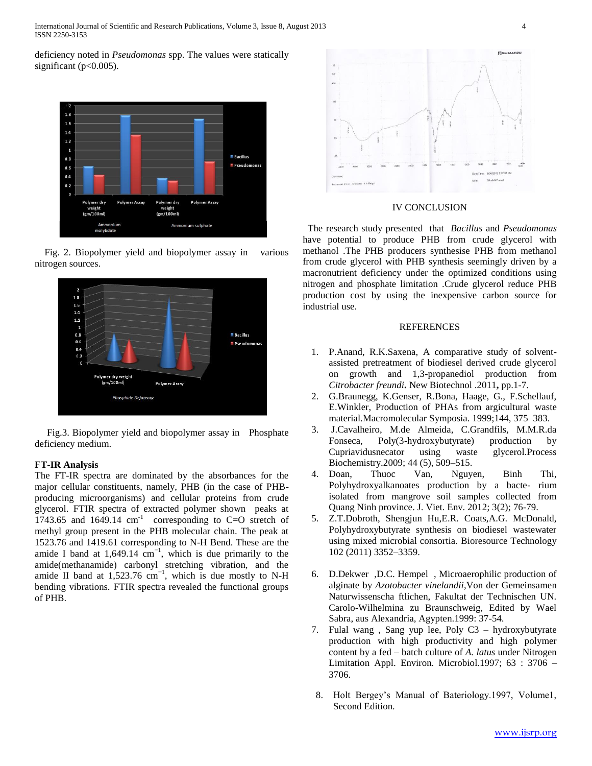deficiency noted in *Pseudomonas* spp. The values were statically significant ($p<0.005$).

Fig. 2. Biopolymer yield and biopolymer assay in various nitrogen sources.

Fig.3. Biopolymer yield and biopolymer assay in Phosphate deficiency medium.

**FT-IR Analysis**

The FT-IR spectra are dominated by the absorbances for the major cellular constituents, namely, PHB (in the case of PHB-producing microorganisms) and cellular proteins from crude glycerol. FTIR spectra of extracted polymer shown peaks at 1743.65 and 1649.14 $cm^{-1}$ corresponding to C=O stretch of methyl group present in the PHB molecular chain. The peak at 1523.76 and 1419.61 corresponding to N-H Bend. These are the amide I band at 1,649.14 $cm^{-1}$, which is due primarily to the amide(methanamide) carbonyl stretching vibration, and the amide II band at 1,523.76 $cm^{-1}$, which is due mostly to N-H bending vibrations. FTIR spectra revealed the functional groups of PHB.

## IV CONCLUSION

The research study presented that *Bacillus* and *Pseudomonas* have potential to produce PHB from crude glycerol with methanol .The PHB producers synthesise PHB from methanol from crude glycerol with PHB synthesis seemingly driven by a macronutrient deficiency under the optimized conditions using nitrogen and phosphate limitation .Crude glycerol reduce PHB production cost by using the inexpensive carbon source for industrial use.

## REFERENCES

1. P.Anand, R.K.Saxena, A comparative study of solvent-assisted pretreatment of biodiesel derived crude glycerol on growth and 1,3-propanediol production from *Citrobacter freundi*. New Biotechnol .2011**,** pp.1-7.
2. G.Braunegg, K.Genser, R.Bona, Haage, G., F.Schellauf, E.Winkler, Production of PHAs from argicultural waste material.Macromolecular Symposia. 1999;144, 375–383.
3. J.Cavalheiro, M.de Almeida, C.Grandfils, M.M.R.da Fonseca, Poly(3-hydroxybutyrate) production by Cupriavidusnecator using waste glycerol.Process Biochemistry.2009; 44 (5), 509–515.
4. Doan, Thuoc Van, Nguyen, Binh Thi, Polyhydroxyalkanoates production by a bacte- rium isolated from mangrove soil samples collected from Quang Ninh province. J. Viet. Env. 2012; 3(2); 76-79.
5. Z.T.Dobroth, Shengjun Hu,E.R. Coats,A.G. McDonald, Polyhydroxybutyrate synthesis on biodiesel wastewater using mixed microbial consortia. Bioresource Technology 102 (2011) 3352–3359.
6. D.Dekwer ,D.C. Hempel , Microaerophilic production of alginate by *Azotobacter vinelandii*,Von der Gemeinsamen Naturwissenscha ftlichen, Fakultat der Technischen UN. Carolo-Wilhelmina zu Braunschweig, Edited by Wael Sabra, aus Alexandria, Agypten.1999: 37-54.
7. Fulal wang , Sang yup lee, Poly C3 – hydroxybutyrate production with high productivity and high polymer content by a fed – batch culture of *A. latus* under Nitrogen Limitation Appl. Environ. Microbiol.1997; 63 : 3706 – 3706.
8. Holt Bergey's Manual of Bateriology.1997, Volume1, Second Edition.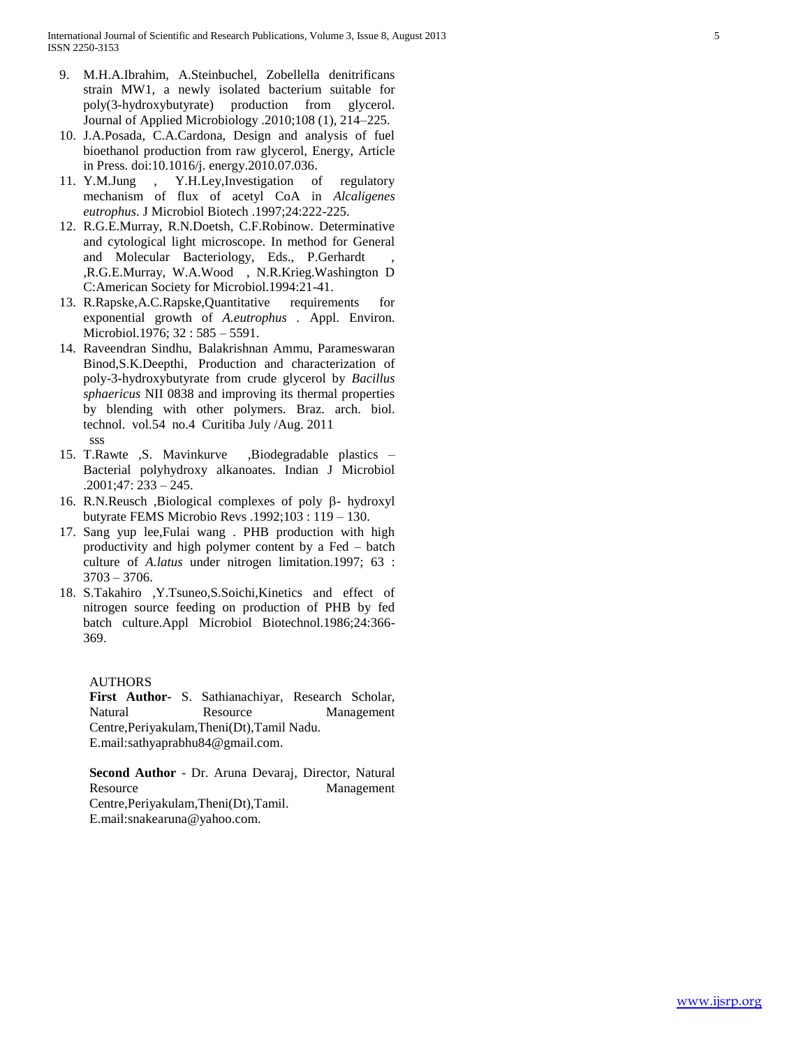9. M.H.A.Ibrahim, A.Steinbuchel, Zobellella denitrificans strain MW1, a newly isolated bacterium suitable for poly(3-hydroxybutyrate) production from glycerol. Journal of Applied Microbiology .2010;108 (1), 214–225.
10. J.A.Posada, C.A.Cardona, Design and analysis of fuel bioethanol production from raw glycerol, Energy, Article in Press. doi:10.1016/j. energy.2010.07.036.
11. Y.M.Jung , Y.H.Ley,Investigation of regulatory mechanism of flux of acetyl CoA in *Alcaligenes eutrophus*. J Microbiol Biotech .1997;24:222-225.
12. R.G.E.Murray, R.N.Doetsh, C.F.Robinow. Determinative and cytological light microscope. In method for General and Molecular Bacteriology, Eds., P.Gerhardt , ,R.G.E.Murray, W.A.Wood , N.R.Krieg.Washington D C:American Society for Microbiol.1994:21-41.
13. R.Rapske,A.C.Rapske,Quantitative requirements for exponential growth of *A.eutrophus* . Appl. Environ. Microbiol.1976; 32 : 585 – 5591.
14. Raveendran Sindhu, Balakrishnan Ammu, Parameswaran Binod,S.K.Deepthi, Production and characterization of poly-3-hydroxybutyrate from crude glycerol by *Bacillus sphaericus* NII 0838 and improving its thermal properties by blending with other polymers. Braz. arch. biol. technol. vol.54 no.4 Curitiba July /Aug. 2011
    sss
15. T.Rawte ,S. Mavinkurve ,Biodegradable plastics – Bacterial polyhydroxy alkanoates. Indian J Microbiol .2001;47: 233 – 245.
16. R.N.Reusch ,Biological complexes of poly β- hydroxyl butyrate FEMS Microbio Revs .1992;103 : 119 – 130.
17. Sang yup lee,Fulai wang . PHB production with high productivity and high polymer content by a Fed – batch culture of *A.latus* under nitrogen limitation.1997; 63 : 3703 – 3706.
18. S.Takahiro ,Y.Tsuneo,S.Soichi,Kinetics and effect of nitrogen source feeding on production of PHB by fed batch culture.Appl Microbiol Biotechnol.1986;24:366-369.

AUTHORS

**First Author**- S. Sathianachiyar, Research Scholar, Natural Resource Management Centre,Periyakulam,Theni(Dt),Tamil Nadu. E.mail:sathyaprabhu84@gmail.com.

**Second Author** - Dr. Aruna Devaraj, Director, Natural Resource Management Centre,Periyakulam,Theni(Dt),Tamil. E.mail:snakearuna@yahoo.com.